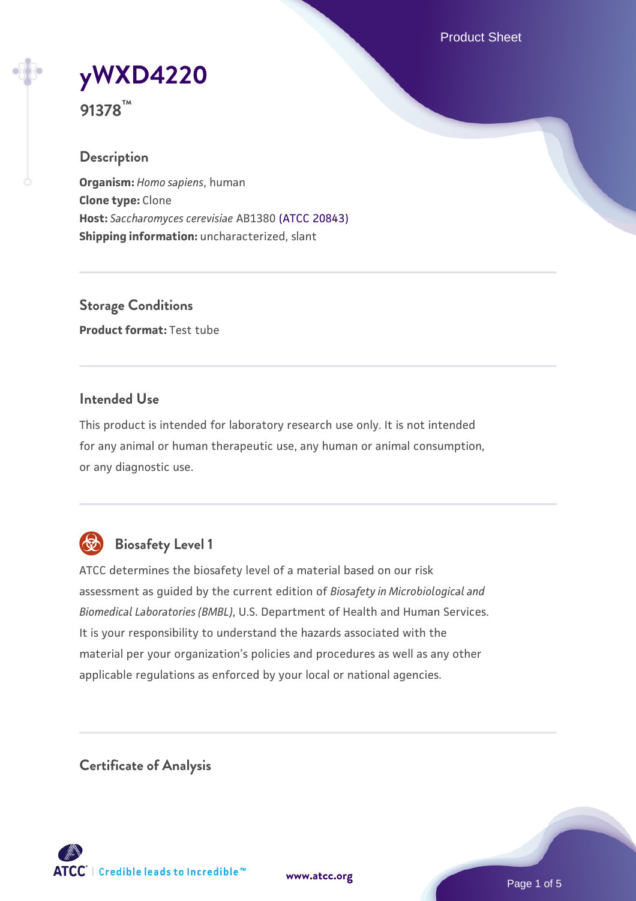# yWXD4220

**91378™**

## Description

**Organism:** *Homo sapiens*, human
**Clone type:** Clone
**Host:** *Saccharomyces cerevisiae* AB1380 (ATCC 20843)
**Shipping information:** uncharacterized, slant

## Storage Conditions

**Product format:** Test tube

## Intended Use

This product is intended for laboratory research use only. It is not intended for any animal or human therapeutic use, any human or animal consumption, or any diagnostic use.

## Biosafety Level 1

ATCC determines the biosafety level of a material based on our risk assessment as guided by the current edition of *Biosafety in Microbiological and Biomedical Laboratories (BMBL)*, U.S. Department of Health and Human Services. It is your responsibility to understand the hazards associated with the material per your organization's policies and procedures as well as any other applicable regulations as enforced by your local or national agencies.

## Certificate of Analysis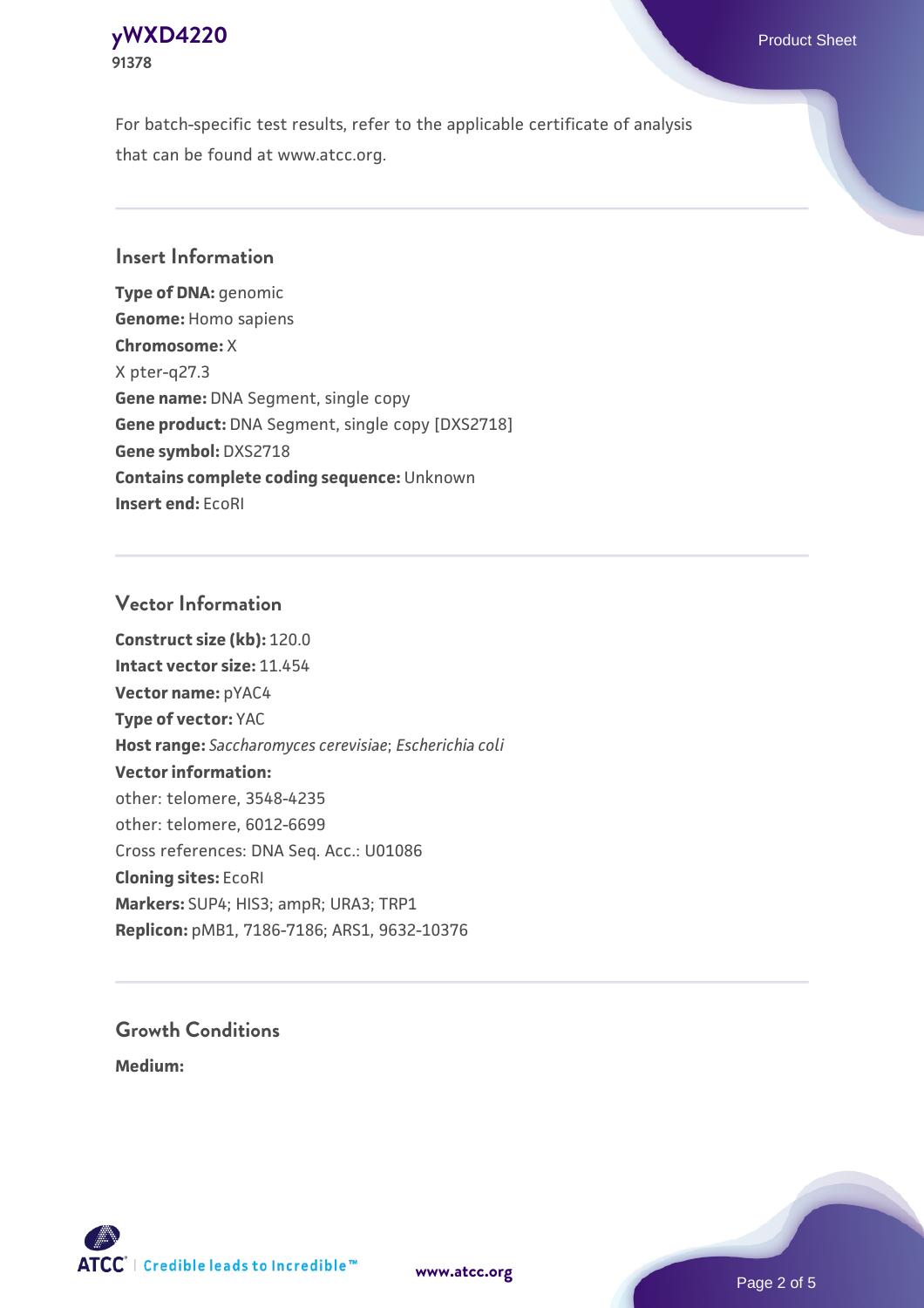For batch-specific test results, refer to the applicable certificate of analysis that can be found at www.atcc.org.

## Insert Information

**Type of DNA:** genomic
**Genome:** Homo sapiens
**Chromosome:** X
X pter-q27.3
**Gene name:** DNA Segment, single copy
**Gene product:** DNA Segment, single copy [DXS2718]
**Gene symbol:** DXS2718
**Contains complete coding sequence:** Unknown
**Insert end:** EcoRI

## Vector Information

**Construct size (kb):** 120.0
**Intact vector size:** 11.454
**Vector name:** pYAC4
**Type of vector:** YAC
**Host range:** *Saccharomyces cerevisiae*; *Escherichia coli*
**Vector information:**
other: telomere, 3548-4235
other: telomere, 6012-6699
Cross references: DNA Seq. Acc.: U01086
**Cloning sites:** EcoRI
**Markers:** SUP4; HIS3; ampR; URA3; TRP1
**Replicon:** pMB1, 7186-7186; ARS1, 9632-10376

## Growth Conditions

**Medium:**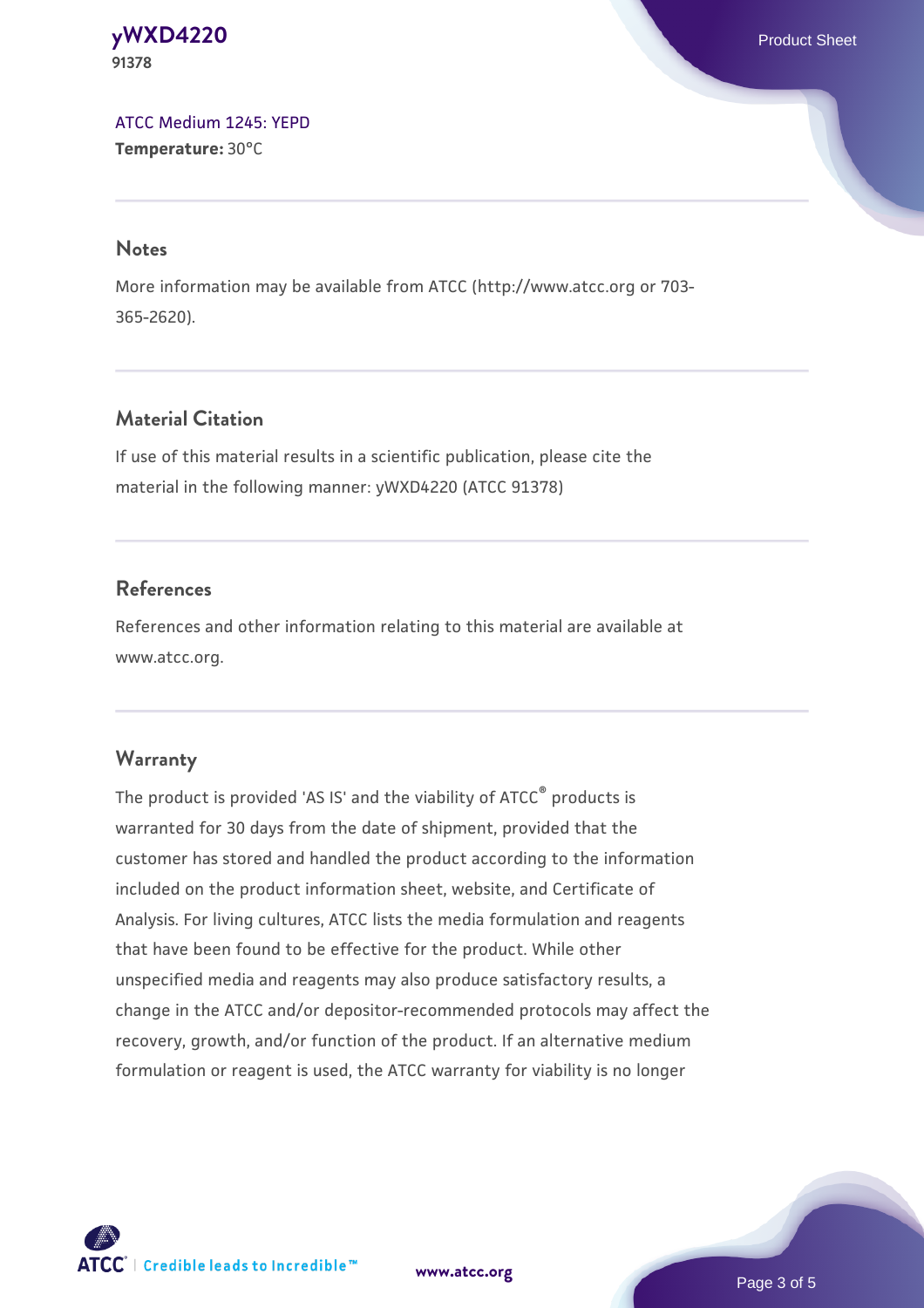ATCC Medium 1245: YEPD
**Temperature:** 30°C

## Notes

More information may be available from ATCC (http://www.atcc.org or 703-365-2620).

## Material Citation

If use of this material results in a scientific publication, please cite the material in the following manner: yWXD4220 (ATCC 91378)

## References

References and other information relating to this material are available at www.atcc.org.

## Warranty

The product is provided 'AS IS' and the viability of ATCC® products is warranted for 30 days from the date of shipment, provided that the customer has stored and handled the product according to the information included on the product information sheet, website, and Certificate of Analysis. For living cultures, ATCC lists the media formulation and reagents that have been found to be effective for the product. While other unspecified media and reagents may also produce satisfactory results, a change in the ATCC and/or depositor-recommended protocols may affect the recovery, growth, and/or function of the product. If an alternative medium formulation or reagent is used, the ATCC warranty for viability is no longer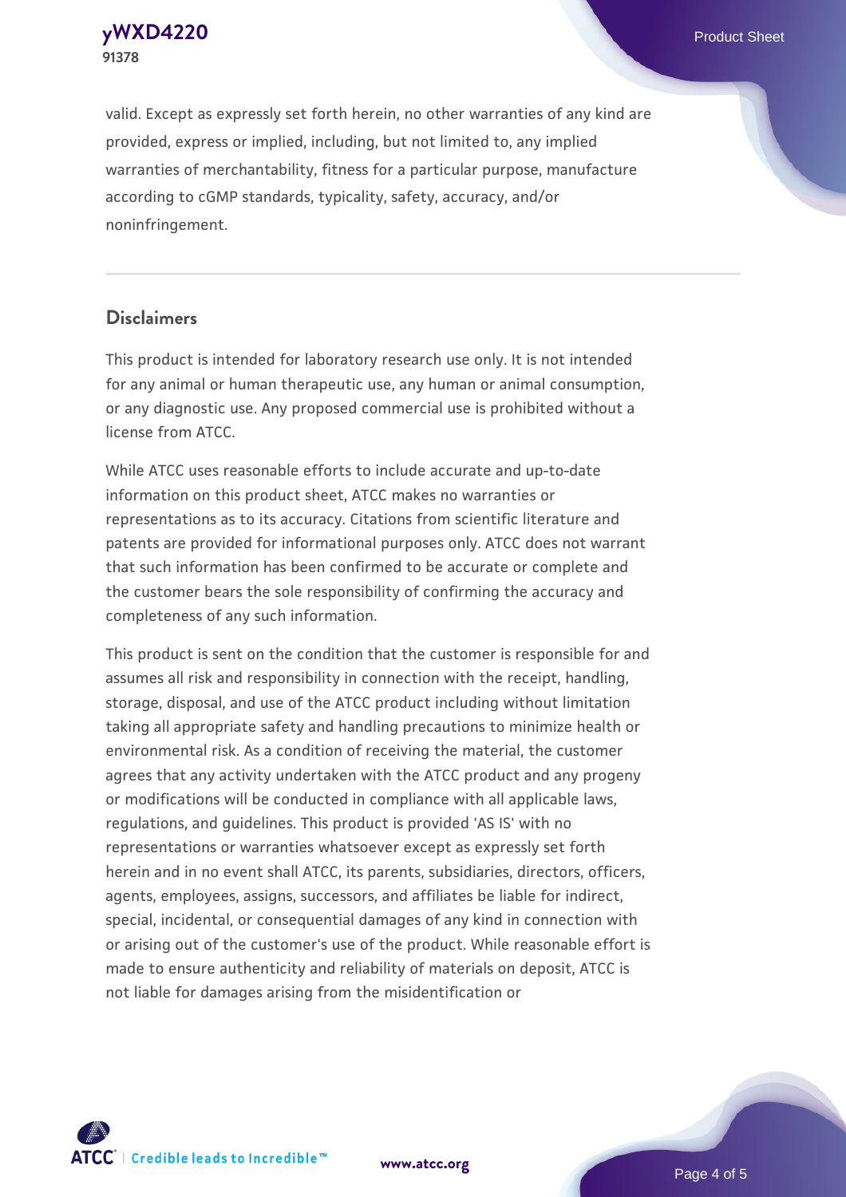valid. Except as expressly set forth herein, no other warranties of any kind are provided, express or implied, including, but not limited to, any implied warranties of merchantability, fitness for a particular purpose, manufacture according to cGMP standards, typicality, safety, accuracy, and/or noninfringement.

## Disclaimers

This product is intended for laboratory research use only. It is not intended for any animal or human therapeutic use, any human or animal consumption, or any diagnostic use. Any proposed commercial use is prohibited without a license from ATCC.

While ATCC uses reasonable efforts to include accurate and up-to-date information on this product sheet, ATCC makes no warranties or representations as to its accuracy. Citations from scientific literature and patents are provided for informational purposes only. ATCC does not warrant that such information has been confirmed to be accurate or complete and the customer bears the sole responsibility of confirming the accuracy and completeness of any such information.

This product is sent on the condition that the customer is responsible for and assumes all risk and responsibility in connection with the receipt, handling, storage, disposal, and use of the ATCC product including without limitation taking all appropriate safety and handling precautions to minimize health or environmental risk. As a condition of receiving the material, the customer agrees that any activity undertaken with the ATCC product and any progeny or modifications will be conducted in compliance with all applicable laws, regulations, and guidelines. This product is provided 'AS IS' with no representations or warranties whatsoever except as expressly set forth herein and in no event shall ATCC, its parents, subsidiaries, directors, officers, agents, employees, assigns, successors, and affiliates be liable for indirect, special, incidental, or consequential damages of any kind in connection with or arising out of the customer's use of the product. While reasonable effort is made to ensure authenticity and reliability of materials on deposit, ATCC is not liable for damages arising from the misidentification or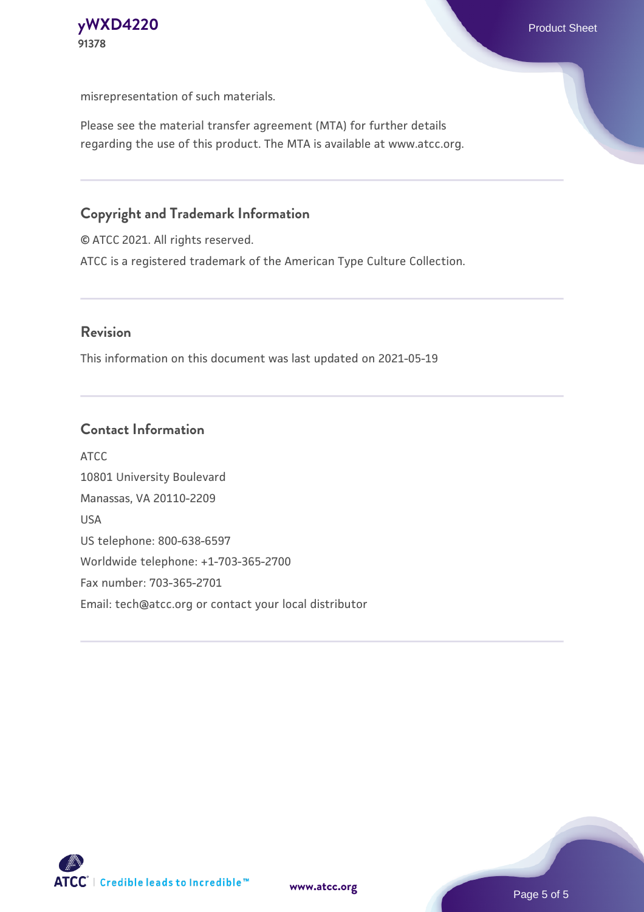misrepresentation of such materials.

Please see the material transfer agreement (MTA) for further details regarding the use of this product. The MTA is available at www.atcc.org.

## Copyright and Trademark Information

© ATCC 2021. All rights reserved.

ATCC is a registered trademark of the American Type Culture Collection.

## Revision

This information on this document was last updated on 2021-05-19

## Contact Information

ATCC
10801 University Boulevard
Manassas, VA 20110-2209
USA
US telephone: 800-638-6597
Worldwide telephone: +1-703-365-2700
Fax number: 703-365-2701
Email: tech@atcc.org or contact your local distributor